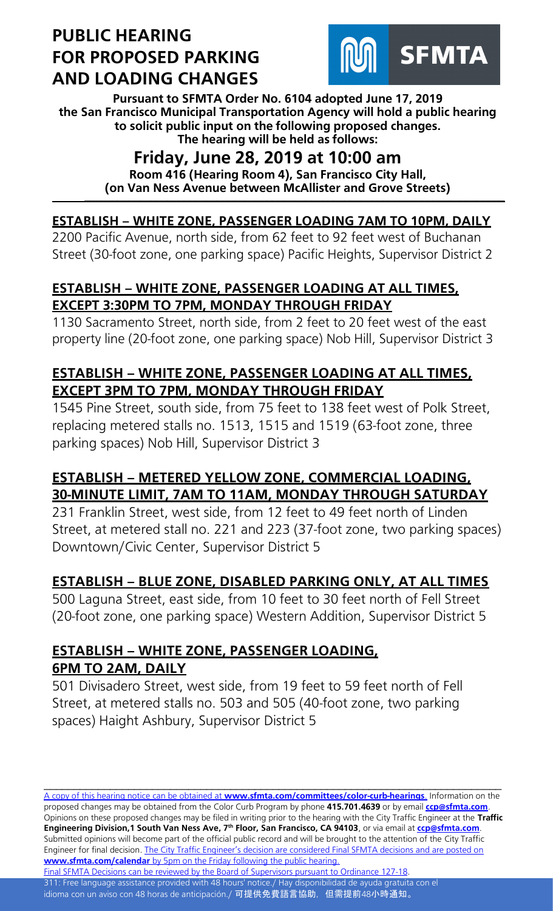# PUBLIC HEARING FOR PROPOSED PARKING AND LOADING CHANGES

SFMTA

**Pursuant to SFMTA Order No. 6104 adopted June 17, 2019 the San Francisco Municipal Transportation Agency will hold a public hearing to solicit public input on the following proposed changes. The hearing will be held as follows:**

## Friday, June 28, 2019 at 10:00 am

**Room 416 (Hearing Room 4), San Francisco City Hall, (on Van Ness Avenue between McAllister and Grove Streets)**

### ESTABLISH – WHITE ZONE, PASSENGER LOADING 7AM TO 10PM, DAILY

2200 Pacific Avenue, north side, from 62 feet to 92 feet west of Buchanan Street (30-foot zone, one parking space) Pacific Heights, Supervisor District 2

### ESTABLISH – WHITE ZONE, PASSENGER LOADING AT ALL TIMES, EXCEPT 3:30PM TO 7PM, MONDAY THROUGH FRIDAY

1130 Sacramento Street, north side, from 2 feet to 20 feet west of the east property line (20-foot zone, one parking space) Nob Hill, Supervisor District 3

### ESTABLISH – WHITE ZONE, PASSENGER LOADING AT ALL TIMES, EXCEPT 3PM TO 7PM, MONDAY THROUGH FRIDAY

1545 Pine Street, south side, from 75 feet to 138 feet west of Polk Street, replacing metered stalls no. 1513, 1515 and 1519 (63-foot zone, three parking spaces) Nob Hill, Supervisor District 3

### ESTABLISH – METERED YELLOW ZONE, COMMERCIAL LOADING, 30-MINUTE LIMIT, 7AM TO 11AM, MONDAY THROUGH SATURDAY

231 Franklin Street, west side, from 12 feet to 49 feet north of Linden Street, at metered stall no. 221 and 223 (37-foot zone, two parking spaces) Downtown/Civic Center, Supervisor District 5

### ESTABLISH – BLUE ZONE, DISABLED PARKING ONLY, AT ALL TIMES

500 Laguna Street, east side, from 10 feet to 30 feet north of Fell Street (20-foot zone, one parking space) Western Addition, Supervisor District 5

### ESTABLISH – WHITE ZONE, PASSENGER LOADING, 6PM TO 2AM, DAILY

501 Divisadero Street, west side, from 19 feet to 59 feet north of Fell Street, at metered stalls no. 503 and 505 (40-foot zone, two parking spaces) Haight Ashbury, Supervisor District 5

---

A copy of this hearing notice can be obtained at **www.sfmta.com/committees/color-curb-hearings**. Information on the proposed changes may be obtained from the Color Curb Program by phone **415.701.4639** or by email **ccp@sfmta.com**. Opinions on these proposed changes may be filed in writing prior to the hearing with the City Traffic Engineer at the **Traffic Engineering Division,1 South Van Ness Ave, 7th Floor, San Francisco, CA 94103**, or via email at **ccp@sfmta.com**. Submitted opinions will become part of the official public record and will be brought to the attention of the City Traffic Engineer for final decision. The City Traffic Engineer's decision are considered Final SFMTA decisions and are posted on **www.sfmta.com/calendar** by 5pm on the Friday following the public hearing.

Final SFMTA Decisions can be reviewed by the Board of Supervisors pursuant to Ordinance 127-18.

311: Free language assistance provided with 48 hours' notice./ Hay disponibilidad de ayuda gratuita con el idioma con un aviso con 48 horas de anticipación./ 可提供免費語言協助，但需提前48小時通知。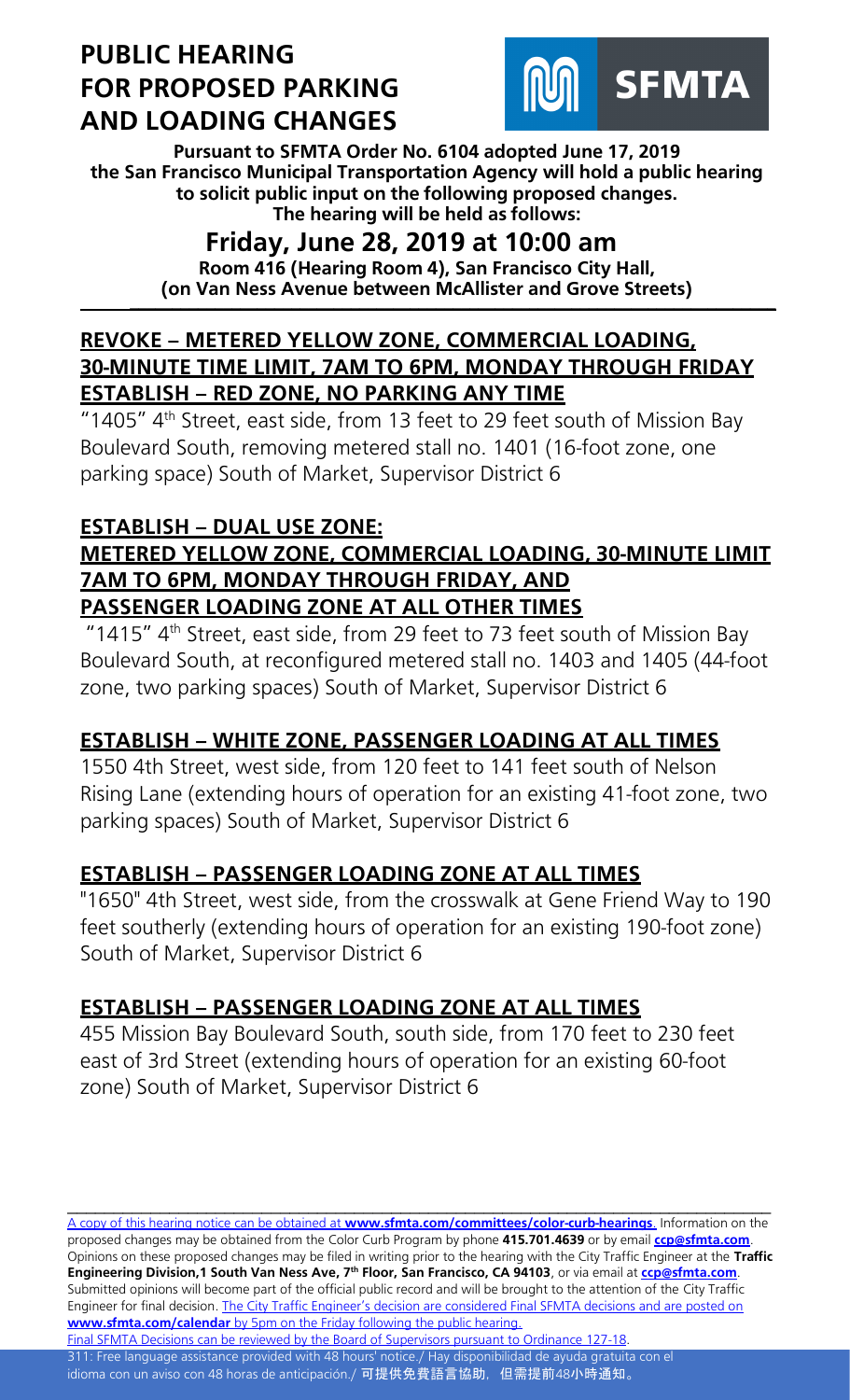# PUBLIC HEARING FOR PROPOSED PARKING AND LOADING CHANGES

SFMTA

**Pursuant to SFMTA Order No. 6104 adopted June 17, 2019 the San Francisco Municipal Transportation Agency will hold a public hearing to solicit public input on the following proposed changes. The hearing will be held as follows:**

## Friday, June 28, 2019 at 10:00 am

**Room 416 (Hearing Room 4), San Francisco City Hall, (on Van Ness Avenue between McAllister and Grove Streets)**

### REVOKE – METERED YELLOW ZONE, COMMERCIAL LOADING, 30-MINUTE TIME LIMIT, 7AM TO 6PM, MONDAY THROUGH FRIDAY
### ESTABLISH – RED ZONE, NO PARKING ANY TIME

"1405" 4th Street, east side, from 13 feet to 29 feet south of Mission Bay Boulevard South, removing metered stall no. 1401 (16-foot zone, one parking space) South of Market, Supervisor District 6

### ESTABLISH – DUAL USE ZONE: METERED YELLOW ZONE, COMMERCIAL LOADING, 30-MINUTE LIMIT 7AM TO 6PM, MONDAY THROUGH FRIDAY, AND PASSENGER LOADING ZONE AT ALL OTHER TIMES

"1415" 4th Street, east side, from 29 feet to 73 feet south of Mission Bay Boulevard South, at reconfigured metered stall no. 1403 and 1405 (44-foot zone, two parking spaces) South of Market, Supervisor District 6

### ESTABLISH – WHITE ZONE, PASSENGER LOADING AT ALL TIMES

1550 4th Street, west side, from 120 feet to 141 feet south of Nelson Rising Lane (extending hours of operation for an existing 41-foot zone, two parking spaces) South of Market, Supervisor District 6

### ESTABLISH – PASSENGER LOADING ZONE AT ALL TIMES

"1650" 4th Street, west side, from the crosswalk at Gene Friend Way to 190 feet southerly (extending hours of operation for an existing 190-foot zone) South of Market, Supervisor District 6

### ESTABLISH – PASSENGER LOADING ZONE AT ALL TIMES

455 Mission Bay Boulevard South, south side, from 170 feet to 230 feet east of 3rd Street (extending hours of operation for an existing 60-foot zone) South of Market, Supervisor District 6

---

A copy of this hearing notice can be obtained at **www.sfmta.com/committees/color-curb-hearings**. Information on the proposed changes may be obtained from the Color Curb Program by phone **415.701.4639** or by email **ccp@sfmta.com**. Opinions on these proposed changes may be filed in writing prior to the hearing with the City Traffic Engineer at the **Traffic Engineering Division,1 South Van Ness Ave, 7th Floor, San Francisco, CA 94103**, or via email at **ccp@sfmta.com**. Submitted opinions will become part of the official public record and will be brought to the attention of the City Traffic Engineer for final decision. The City Traffic Engineer's decision are considered Final SFMTA decisions and are posted on **www.sfmta.com/calendar** by 5pm on the Friday following the public hearing.
Final SFMTA Decisions can be reviewed by the Board of Supervisors pursuant to Ordinance 127-18.

311: Free language assistance provided with 48 hours' notice./ Hay disponibilidad de ayuda gratuita con el idioma con un aviso con 48 horas de anticipación./ 可提供免費語言協助，但需提前48小時通知。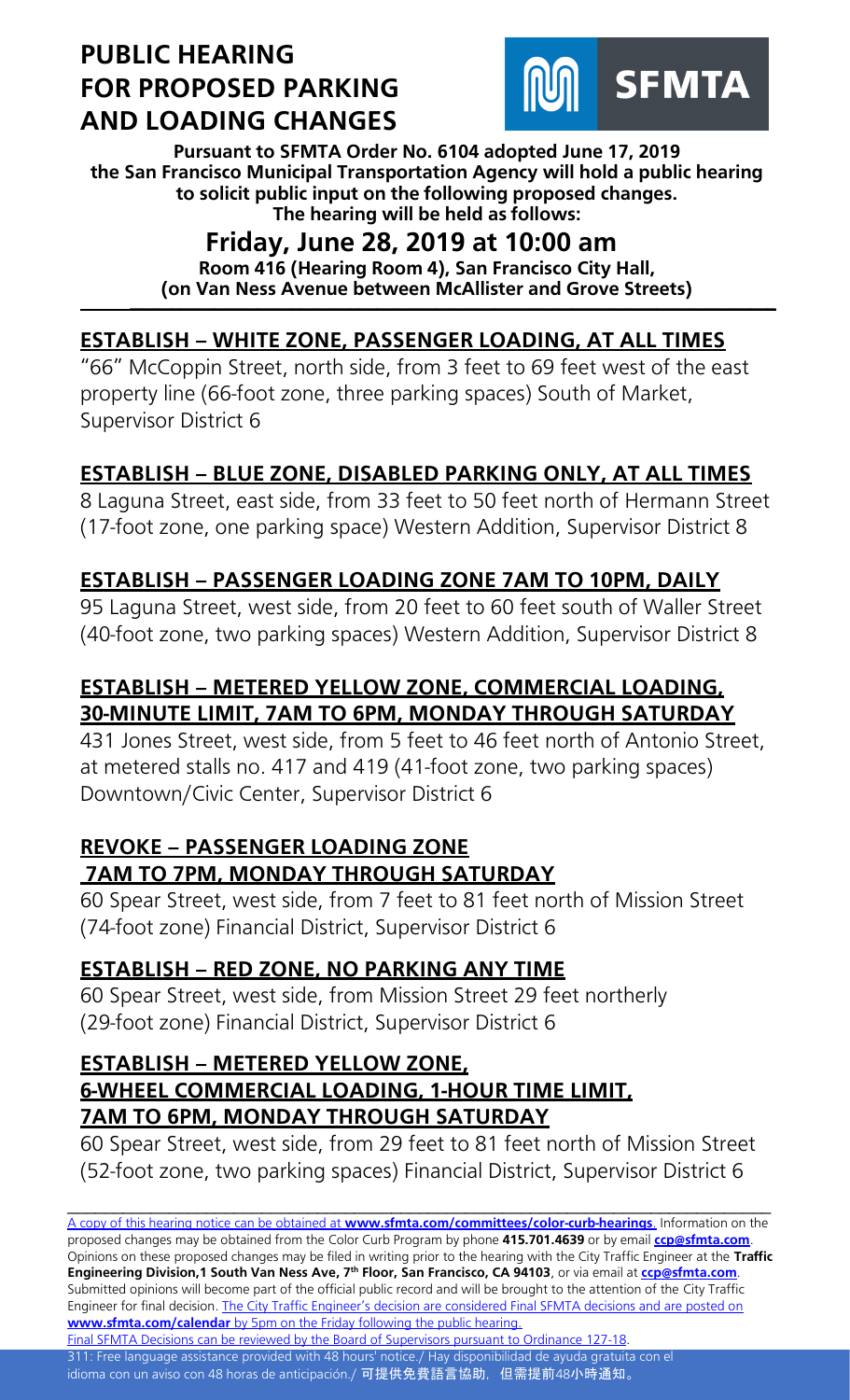# PUBLIC HEARING FOR PROPOSED PARKING AND LOADING CHANGES

**Pursuant to SFMTA Order No. 6104 adopted June 17, 2019 the San Francisco Municipal Transportation Agency will hold a public hearing to solicit public input on the following proposed changes. The hearing will be held as follows:**

## Friday, June 28, 2019 at 10:00 am

**Room 416 (Hearing Room 4), San Francisco City Hall, (on Van Ness Avenue between McAllister and Grove Streets)**

---

### ESTABLISH – WHITE ZONE, PASSENGER LOADING, AT ALL TIMES

"66" McCoppin Street, north side, from 3 feet to 69 feet west of the east property line (66-foot zone, three parking spaces) South of Market, Supervisor District 6

### ESTABLISH – BLUE ZONE, DISABLED PARKING ONLY, AT ALL TIMES

8 Laguna Street, east side, from 33 feet to 50 feet north of Hermann Street (17-foot zone, one parking space) Western Addition, Supervisor District 8

### ESTABLISH – PASSENGER LOADING ZONE 7AM TO 10PM, DAILY

95 Laguna Street, west side, from 20 feet to 60 feet south of Waller Street (40-foot zone, two parking spaces) Western Addition, Supervisor District 8

### ESTABLISH – METERED YELLOW ZONE, COMMERCIAL LOADING, 30-MINUTE LIMIT, 7AM TO 6PM, MONDAY THROUGH SATURDAY

431 Jones Street, west side, from 5 feet to 46 feet north of Antonio Street, at metered stalls no. 417 and 419 (41-foot zone, two parking spaces) Downtown/Civic Center, Supervisor District 6

### REVOKE – PASSENGER LOADING ZONE 7AM TO 7PM, MONDAY THROUGH SATURDAY

60 Spear Street, west side, from 7 feet to 81 feet north of Mission Street (74-foot zone) Financial District, Supervisor District 6

### ESTABLISH – RED ZONE, NO PARKING ANY TIME

60 Spear Street, west side, from Mission Street 29 feet northerly (29-foot zone) Financial District, Supervisor District 6

### ESTABLISH – METERED YELLOW ZONE, 6-WHEEL COMMERCIAL LOADING, 1-HOUR TIME LIMIT, 7AM TO 6PM, MONDAY THROUGH SATURDAY

60 Spear Street, west side, from 29 feet to 81 feet north of Mission Street (52-foot zone, two parking spaces) Financial District, Supervisor District 6

---

A copy of this hearing notice can be obtained at **www.sfmta.com/committees/color-curb-hearings**. Information on the proposed changes may be obtained from the Color Curb Program by phone **415.701.4639** or by email **ccp@sfmta.com**. Opinions on these proposed changes may be filed in writing prior to the hearing with the City Traffic Engineer at the **Traffic Engineering Division,1 South Van Ness Ave, 7th Floor, San Francisco, CA 94103**, or via email at **ccp@sfmta.com**. Submitted opinions will become part of the official public record and will be brought to the attention of the City Traffic Engineer for final decision. The City Traffic Engineer's decision are considered Final SFMTA decisions and are posted on **www.sfmta.com/calendar** by 5pm on the Friday following the public hearing.

Final SFMTA Decisions can be reviewed by the Board of Supervisors pursuant to Ordinance 127-18.

311: Free language assistance provided with 48 hours' notice./ Hay disponibilidad de ayuda gratuita con el idioma con un aviso con 48 horas de anticipación./ 可提供免費語言協助，但需提前48小時通知。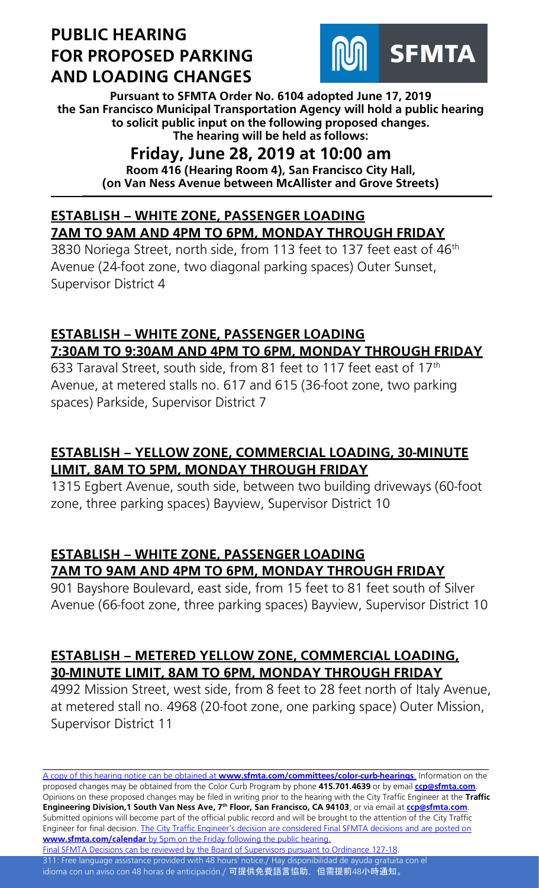# PUBLIC HEARING FOR PROPOSED PARKING AND LOADING CHANGES

SFMTA

**Pursuant to SFMTA Order No. 6104 adopted June 17, 2019 the San Francisco Municipal Transportation Agency will hold a public hearing to solicit public input on the following proposed changes. The hearing will be held as follows:**

## Friday, June 28, 2019 at 10:00 am

**Room 416 (Hearing Room 4), San Francisco City Hall, (on Van Ness Avenue between McAllister and Grove Streets)**

### ESTABLISH – WHITE ZONE, PASSENGER LOADING 7AM TO 9AM AND 4PM TO 6PM, MONDAY THROUGH FRIDAY

3830 Noriega Street, north side, from 113 feet to 137 feet east of 46th Avenue (24-foot zone, two diagonal parking spaces) Outer Sunset, Supervisor District 4

### ESTABLISH – WHITE ZONE, PASSENGER LOADING 7:30AM TO 9:30AM AND 4PM TO 6PM, MONDAY THROUGH FRIDAY

633 Taraval Street, south side, from 81 feet to 117 feet east of 17th Avenue, at metered stalls no. 617 and 615 (36-foot zone, two parking spaces) Parkside, Supervisor District 7

### ESTABLISH – YELLOW ZONE, COMMERCIAL LOADING, 30-MINUTE LIMIT, 8AM TO 5PM, MONDAY THROUGH FRIDAY

1315 Egbert Avenue, south side, between two building driveways (60-foot zone, three parking spaces) Bayview, Supervisor District 10

### ESTABLISH – WHITE ZONE, PASSENGER LOADING 7AM TO 9AM AND 4PM TO 6PM, MONDAY THROUGH FRIDAY

901 Bayshore Boulevard, east side, from 15 feet to 81 feet south of Silver Avenue (66-foot zone, three parking spaces) Bayview, Supervisor District 10

### ESTABLISH – METERED YELLOW ZONE, COMMERCIAL LOADING, 30-MINUTE LIMIT, 8AM TO 6PM, MONDAY THROUGH FRIDAY

4992 Mission Street, west side, from 8 feet to 28 feet north of Italy Avenue, at metered stall no. 4968 (20-foot zone, one parking space) Outer Mission, Supervisor District 11

---

A copy of this hearing notice can be obtained at **www.sfmta.com/committees/color-curb-hearings**. Information on the proposed changes may be obtained from the Color Curb Program by phone **415.701.4639** or by email **ccp@sfmta.com**. Opinions on these proposed changes may be filed in writing prior to the hearing with the City Traffic Engineer at the **Traffic Engineering Division,1 South Van Ness Ave, 7th Floor, San Francisco, CA 94103**, or via email at **ccp@sfmta.com**. Submitted opinions will become part of the official public record and will be brought to the attention of the City Traffic Engineer for final decision. The City Traffic Engineer's decision are considered Final SFMTA decisions and are posted on **www.sfmta.com/calendar** by 5pm on the Friday following the public hearing. Final SFMTA Decisions can be reviewed by the Board of Supervisors pursuant to Ordinance 127-18.

311: Free language assistance provided with 48 hours' notice./ Hay disponibilidad de ayuda gratuita con el idioma con un aviso con 48 horas de anticipación./ 可提供免費語言協助，但需提前48小時通知。